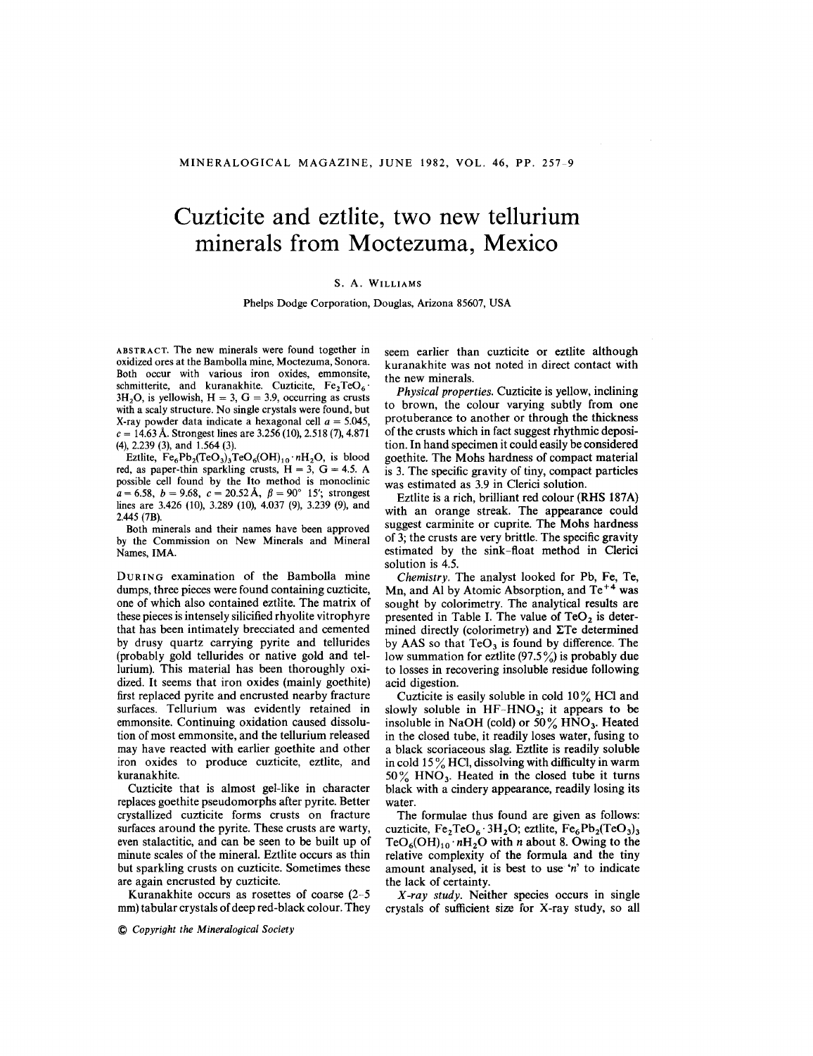# Cuzticite and eztlite, two new tellurium minerals from Moctezuma, Mexico

S. A. WILLIAMS

Phelps Dodge Corporation, Douglas, Arizona 85607, USA

ABSTRACT. The new minerals were found together in oxidized ores at the Bambolla mine, Moctezuma, Sonora. Both occur with various iron oxides, emmonsite, schmitterite, and kuranakhite. Cuzticite, $Fe_2TeO_6 \cdot 3H_2O$, is yellowish, H = 3, G = 3.9, occurring as crusts with a scaly structure. No single crystals were found, but X-ray powder data indicate a hexagonal cell $a = 5.045$, $c = 14.63$ Å. Strongest lines are 3.256 (10), 2.518 (7), 4.871 (4), 2.239 (3), and 1.564 (3).

Eztlite, $Fe_6Pb_2(TeO_3)_3TeO_6(OH)_{10} \cdot nH_2O$, is blood red, as paper-thin sparkling crusts, H = 3, G = 4.5. A possible cell found by the Ito method is monoclinic $a = 6.58$, $b = 9.68$, $c = 20.52$ Å, $\beta = 90° \ 15'$; strongest lines are 3.426 (10), 3.289 (10), 4.037 (9), 3.239 (9), and 2.445 (7B).

Both minerals and their names have been approved by the Commission on New Minerals and Mineral Names, IMA.

DURING examination of the Bambolla mine dumps, three pieces were found containing cuzticite, one of which also contained eztlite. The matrix of these pieces is intensely silicified rhyolite vitrophyre that has been intimately brecciated and cemented by drusy quartz carrying pyrite and tellurides (probably gold tellurides or native gold and tellurium). This material has been thoroughly oxidized. It seems that iron oxides (mainly goethite) first replaced pyrite and encrusted nearby fracture surfaces. Tellurium was evidently retained in emmonsite. Continuing oxidation caused dissolution of most emmonsite, and the tellurium released may have reacted with earlier goethite and other iron oxides to produce cuzticite, eztlite, and kuranakhite.

Cuzticite that is almost gel-like in character replaces goethite pseudomorphs after pyrite. Better crystallized cuzticite forms crusts on fracture surfaces around the pyrite. These crusts are warty, even stalactitic, and can be seen to be built up of minute scales of the mineral. Eztlite occurs as thin but sparkling crusts on cuzticite. Sometimes these are again encrusted by cuzticite.

Kuranakhite occurs as rosettes of coarse (2–5 mm) tabular crystals of deep red-black colour. They seem earlier than cuzticite or eztlite although kuranakhite was not noted in direct contact with the new minerals.

*Physical properties.* Cuzticite is yellow, inclining to brown, the colour varying subtly from one protuberance to another or through the thickness of the crusts which in fact suggest rhythmic deposition. In hand specimen it could easily be considered goethite. The Mohs hardness of compact material is 3. The specific gravity of tiny, compact particles was estimated as 3.9 in Clerici solution.

Eztlite is a rich, brilliant red colour (RHS 187A) with an orange streak. The appearance could suggest carminite or cuprite. The Mohs hardness of 3; the crusts are very brittle. The specific gravity estimated by the sink-float method in Clerici solution is 4.5.

*Chemistry.* The analyst looked for Pb, Fe, Te, Mn, and Al by Atomic Absorption, and $Te^{+4}$ was sought by colorimetry. The analytical results are presented in Table I. The value of $TeO_2$ is determined directly (colorimetry) and $\Sigma$Te determined by AAS so that $TeO_3$ is found by difference. The low summation for eztlite (97.5%) is probably due to losses in recovering insoluble residue following acid digestion.

Cuzticite is easily soluble in cold 10% HCl and slowly soluble in HF–$HNO_3$; it appears to be insoluble in NaOH (cold) or 50% $HNO_3$. Heated in the closed tube, it readily loses water, fusing to a black scoriaceous slag. Eztlite is readily soluble in cold 15% HCl, dissolving with difficulty in warm 50% $HNO_3$. Heated in the closed tube it turns black with a cindery appearance, readily losing its water.

The formulae thus found are given as follows: cuzticite, $Fe_2TeO_6 \cdot 3H_2O$; eztlite, $Fe_6Pb_2(TeO_3)_3TeO_6(OH)_{10} \cdot nH_2O$ with $n$ about 8. Owing to the relative complexity of the formula and the tiny amount analysed, it is best to use '$n$' to indicate the lack of certainty.

*X-ray study.* Neither species occurs in single crystals of sufficient size for X-ray study, so all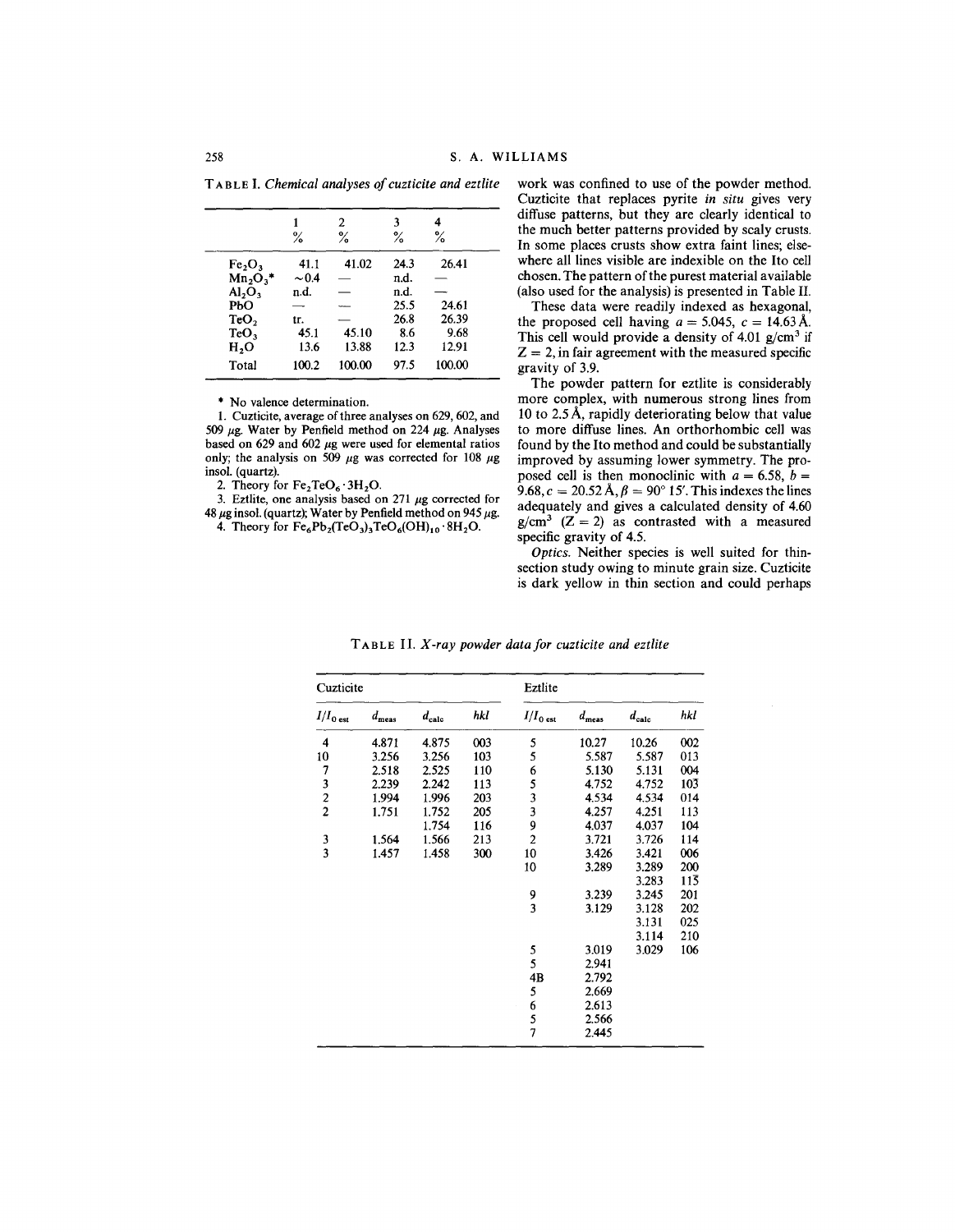TABLE I. *Chemical analyses of cuzticite and eztlite*

| | 1 % | 2 % | 3 % | 4 % |
|---|---|---|---|---|
| $Fe_2O_3$ | 41.1 | 41.02 | 24.3 | 26.41 |
| $Mn_2O_3$* | ~0.4 | — | n.d. | — |
| $Al_2O_3$ | n.d. | — | n.d. | — |
| PbO | — | — | 25.5 | 24.61 |
| $TeO_2$ | tr. | — | 26.8 | 26.39 |
| $TeO_3$ | 45.1 | 45.10 | 8.6 | 9.68 |
| $H_2O$ | 13.6 | 13.88 | 12.3 | 12.91 |
| Total | 100.2 | 100.00 | 97.5 | 100.00 |

\* No valence determination.

1. Cuzticite, average of three analyses on 629, 602, and 509 μg. Water by Penfield method on 224 μg. Analyses based on 629 and 602 μg were used for elemental ratios only; the analysis on 509 μg was corrected for 108 μg insol. (quartz).
2. Theory for $Fe_2TeO_6 \cdot 3H_2O$.
3. Eztlite, one analysis based on 271 μg corrected for 48 μg insol. (quartz); Water by Penfield method on 945 μg.
4. Theory for $Fe_6Pb_2(TeO_3)_3TeO_6(OH)_{10} \cdot 8H_2O$.

work was confined to use of the powder method. Cuzticite that replaces pyrite *in situ* gives very diffuse patterns, but they are clearly identical to the much better patterns provided by scaly crusts. In some places crusts show extra faint lines; elsewhere all lines visible are indexible on the Ito cell chosen. The pattern of the purest material available (also used for the analysis) is presented in Table II.

These data were readily indexed as hexagonal, the proposed cell having $a = 5.045$, $c = 14.63$ Å. This cell would provide a density of 4.01 g/cm³ if $Z = 2$, in fair agreement with the measured specific gravity of 3.9.

The powder pattern for eztlite is considerably more complex, with numerous strong lines from 10 to 2.5 Å, rapidly deteriorating below that value to more diffuse lines. An orthorhombic cell was found by the Ito method and could be substantially improved by assuming lower symmetry. The proposed cell is then monoclinic with $a = 6.58$, $b = 9.68$, $c = 20.52$ Å, $\beta = 90°\,15'$. This indexes the lines adequately and gives a calculated density of 4.60 g/cm³ ($Z = 2$) as contrasted with a measured specific gravity of 4.5.

*Optics.* Neither species is well suited for thin-section study owing to minute grain size. Cuzticite is dark yellow in thin section and could perhaps

TABLE II. *X-ray powder data for cuzticite and eztlite*

| Cuzticite | | | | Eztlite | | | |
|---|---|---|---|---|---|---|---|
| $I/I_{0\,est}$ | $d_{meas}$ | $d_{calc}$ | *hkl* | $I/I_{0\,est}$ | $d_{meas}$ | $d_{calc}$ | *hkl* |
| 4 | 4.871 | 4.875 | 003 | 5 | 10.27 | 10.26 | 002 |
| 10 | 3.256 | 3.256 | 103 | 5 | 5.587 | 5.587 | 013 |
| 7 | 2.518 | 2.525 | 110 | 6 | 5.130 | 5.131 | 004 |
| 3 | 2.239 | 2.242 | 113 | 5 | 4.752 | 4.752 | $10\bar{3}$ |
| 2 | 1.994 | 1.996 | 203 | 3 | 4.534 | 4.534 | 014 |
| 2 | 1.751 | 1.752 | 205 | 3 | 4.257 | 4.251 | 113 |
| | | 1.754 | 116 | 9 | 4.037 | 4.037 | 104 |
| 3 | 1.564 | 1.566 | 213 | 2 | 3.721 | 3.726 | 114 |
| 3 | 1.457 | 1.458 | 300 | 10 | 3.426 | 3.421 | 006 |
| | | | | 10 | 3.289 | 3.289 | 200 |
| | | | | | | 3.283 | $11\bar{5}$ |
| | | | | 9 | 3.239 | 3.245 | 201 |
| | | | | 3 | 3.129 | 3.128 | 202 |
| | | | | | | 3.131 | 025 |
| | | | | | | 3.114 | 210 |
| | | | | 5 | 3.019 | 3.029 | 106 |
| | | | | 5 | 2.941 | | |
| | | | | 4B | 2.792 | | |
| | | | | 5 | 2.669 | | |
| | | | | 6 | 2.613 | | |
| | | | | 5 | 2.566 | | |
| | | | | 7 | 2.445 | | |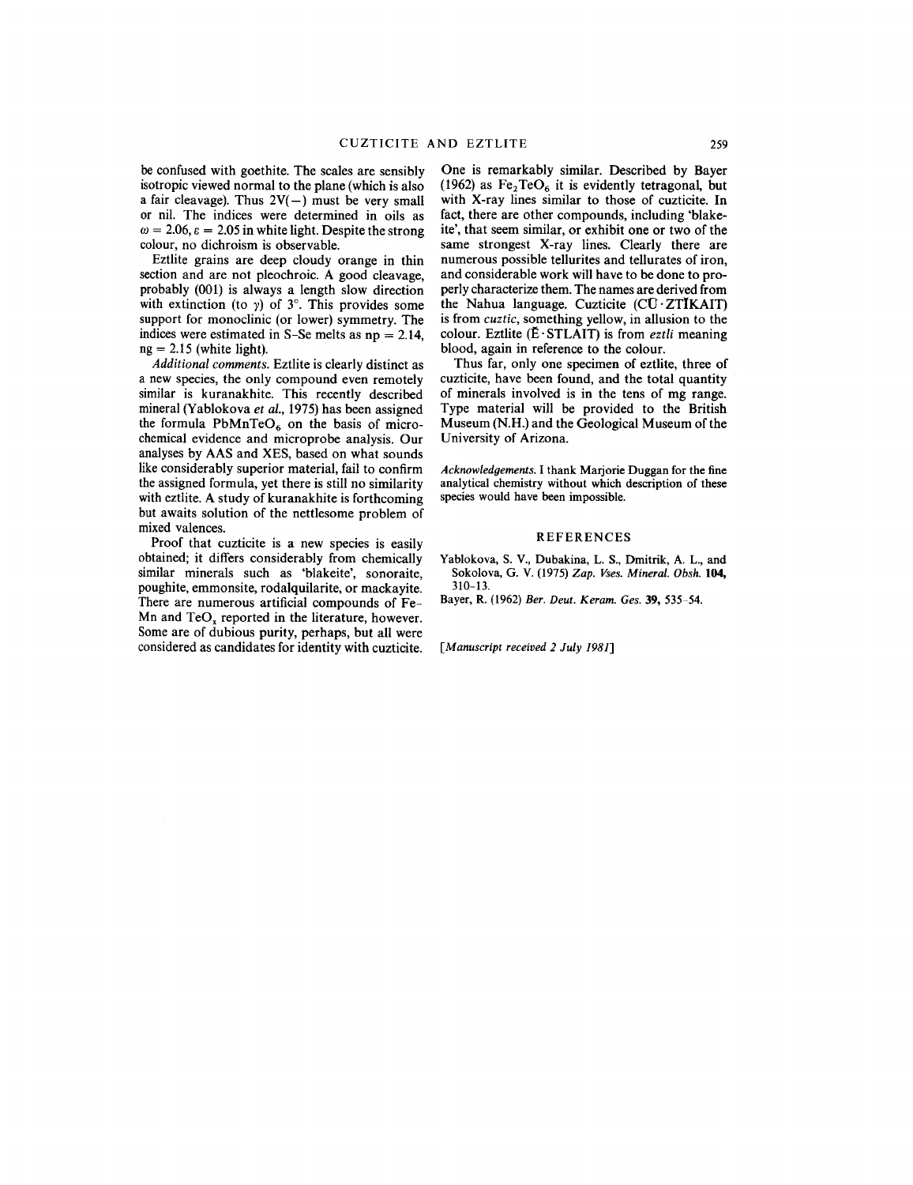be confused with goethite. The scales are sensibly isotropic viewed normal to the plane (which is also a fair cleavage). Thus 2V(−) must be very small or nil. The indices were determined in oils as $\omega = 2.06$, $\varepsilon = 2.05$ in white light. Despite the strong colour, no dichroism is observable.

Eztlite grains are deep cloudy orange in thin section and are not pleochroic. A good cleavage, probably (001) is always a length slow direction with extinction (to $\gamma$) of 3°. This provides some support for monoclinic (or lower) symmetry. The indices were estimated in S–Se melts as np = 2.14, ng = 2.15 (white light).

*Additional comments.* Eztlite is clearly distinct as a new species, the only compound even remotely similar is kuranakhite. This recently described mineral (Yablokova *et al.*, 1975) has been assigned the formula $PbMnTeO_6$ on the basis of microchemical evidence and microprobe analysis. Our analyses by AAS and XES, based on what sounds like considerably superior material, fail to confirm the assigned formula, yet there is still no similarity with eztlite. A study of kuranakhite is forthcoming but awaits solution of the nettlesome problem of mixed valences.

Proof that cuzticite is a new species is easily obtained; it differs considerably from chemically similar minerals such as 'blakeite', sonoraite, poughite, emmonsite, rodalquilarite, or mackayite. There are numerous artificial compounds of Fe–Mn and $TeO_x$ reported in the literature, however. Some are of dubious purity, perhaps, but all were considered as candidates for identity with cuzticite. One is remarkably similar. Described by Bayer (1962) as $Fe_2TeO_6$ it is evidently tetragonal, but with X-ray lines similar to those of cuzticite. In fact, there are other compounds, including 'blakeite', that seem similar, or exhibit one or two of the same strongest X-ray lines. Clearly there are numerous possible tellurites and tellurates of iron, and considerable work will have to be done to properly characterize them. The names are derived from the Nahua language. Cuzticite (CŪ·ZTĬKAIT) is from *cuztic*, something yellow, in allusion to the colour. Eztlite (Ĕ·STLAIT) is from *eztli* meaning blood, again in reference to the colour.

Thus far, only one specimen of eztlite, three of cuzticite, have been found, and the total quantity of minerals involved is in the tens of mg range. Type material will be provided to the British Museum (N.H.) and the Geological Museum of the University of Arizona.

*Acknowledgements.* I thank Marjorie Duggan for the fine analytical chemistry without which description of these species would have been impossible.

## REFERENCES

Yablokova, S. V., Dubakina, L. S., Dmitrik, A. L., and Sokolova, G. V. (1975) *Zap. Vses. Mineral. Obsh.* **104**, 310–13.

Bayer, R. (1962) *Ber. Deut. Keram. Ges.* **39**, 535–54.

[*Manuscript received 2 July 1981*]